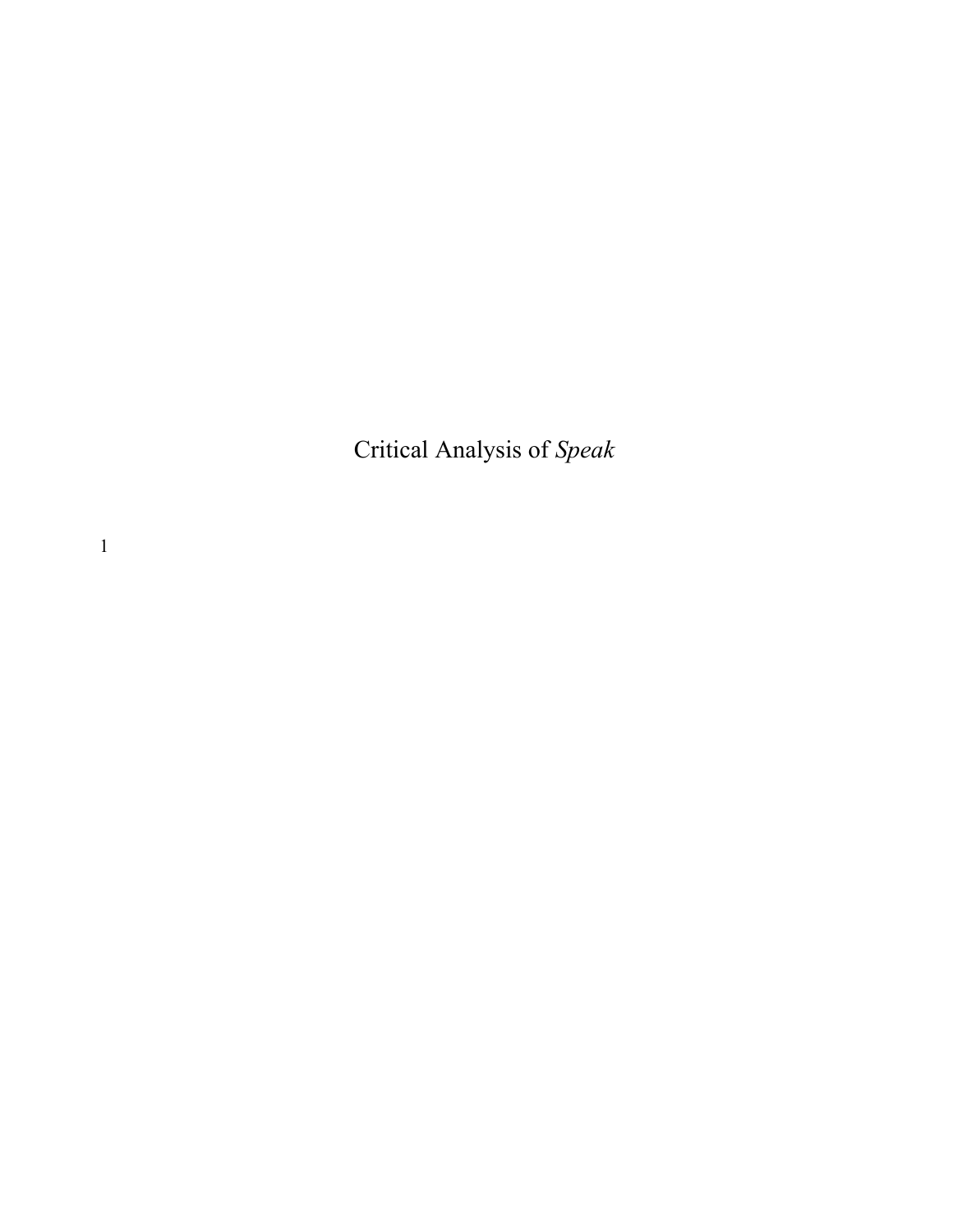# Critical Analysis of *Speak*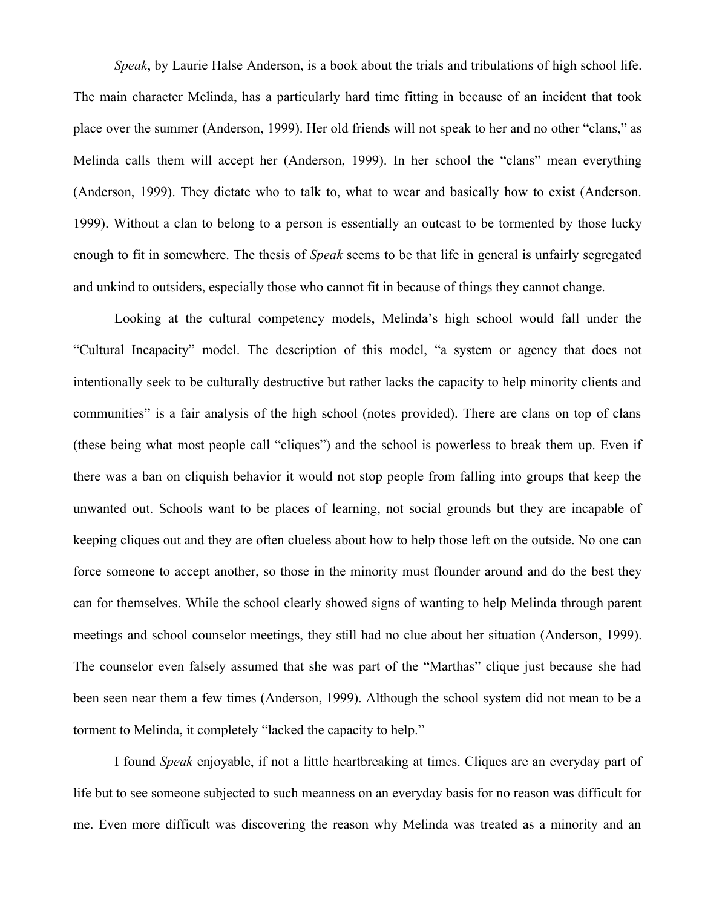*Speak*, by Laurie Halse Anderson, is a book about the trials and tribulations of high school life. The main character Melinda, has a particularly hard time fitting in because of an incident that took place over the summer (Anderson, 1999). Her old friends will not speak to her and no other "clans," as Melinda calls them will accept her (Anderson, 1999). In her school the "clans" mean everything (Anderson, 1999). They dictate who to talk to, what to wear and basically how to exist (Anderson. 1999). Without a clan to belong to a person is essentially an outcast to be tormented by those lucky enough to fit in somewhere. The thesis of *Speak* seems to be that life in general is unfairly segregated and unkind to outsiders, especially those who cannot fit in because of things they cannot change.

Looking at the cultural competency models, Melinda's high school would fall under the "Cultural Incapacity" model. The description of this model, "a system or agency that does not intentionally seek to be culturally destructive but rather lacks the capacity to help minority clients and communities" is a fair analysis of the high school (notes provided). There are clans on top of clans (these being what most people call "cliques") and the school is powerless to break them up. Even if there was a ban on cliquish behavior it would not stop people from falling into groups that keep the unwanted out. Schools want to be places of learning, not social grounds but they are incapable of keeping cliques out and they are often clueless about how to help those left on the outside. No one can force someone to accept another, so those in the minority must flounder around and do the best they can for themselves. While the school clearly showed signs of wanting to help Melinda through parent meetings and school counselor meetings, they still had no clue about her situation (Anderson, 1999). The counselor even falsely assumed that she was part of the "Marthas" clique just because she had been seen near them a few times (Anderson, 1999). Although the school system did not mean to be a torment to Melinda, it completely "lacked the capacity to help."

I found *Speak* enjoyable, if not a little heartbreaking at times. Cliques are an everyday part of life but to see someone subjected to such meanness on an everyday basis for no reason was difficult for me. Even more difficult was discovering the reason why Melinda was treated as a minority and an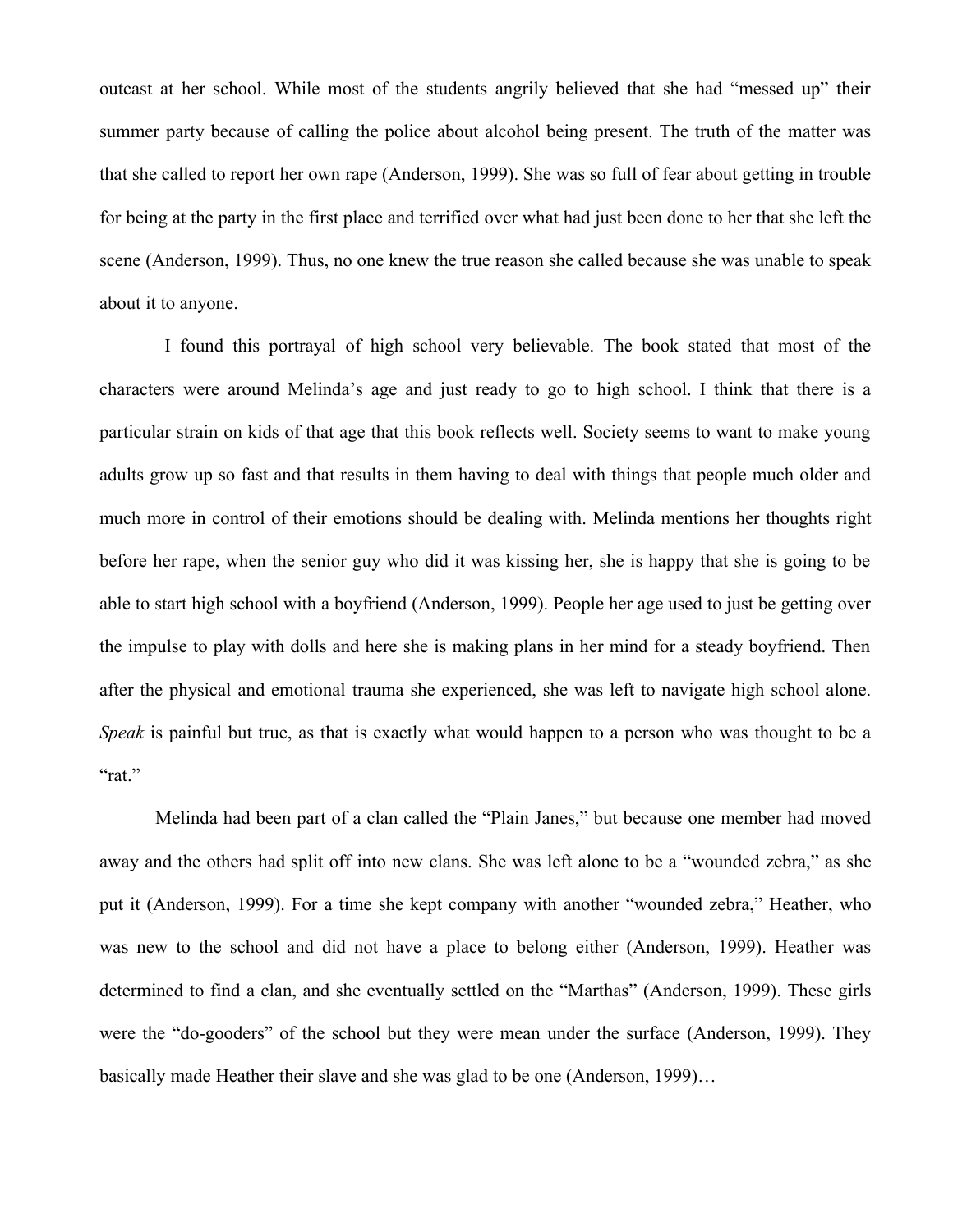outcast at her school. While most of the students angrily believed that she had "messed up" their summer party because of calling the police about alcohol being present. The truth of the matter was that she called to report her own rape (Anderson, 1999). She was so full of fear about getting in trouble for being at the party in the first place and terrified over what had just been done to her that she left the scene (Anderson, 1999). Thus, no one knew the true reason she called because she was unable to speak about it to anyone.

I found this portrayal of high school very believable. The book stated that most of the characters were around Melinda's age and just ready to go to high school. I think that there is a particular strain on kids of that age that this book reflects well. Society seems to want to make young adults grow up so fast and that results in them having to deal with things that people much older and much more in control of their emotions should be dealing with. Melinda mentions her thoughts right before her rape, when the senior guy who did it was kissing her, she is happy that she is going to be able to start high school with a boyfriend (Anderson, 1999). People her age used to just be getting over the impulse to play with dolls and here she is making plans in her mind for a steady boyfriend. Then after the physical and emotional trauma she experienced, she was left to navigate high school alone. *Speak* is painful but true, as that is exactly what would happen to a person who was thought to be a "rat."

Melinda had been part of a clan called the "Plain Janes," but because one member had moved away and the others had split off into new clans. She was left alone to be a "wounded zebra," as she put it (Anderson, 1999). For a time she kept company with another "wounded zebra," Heather, who was new to the school and did not have a place to belong either (Anderson, 1999). Heather was determined to find a clan, and she eventually settled on the "Marthas" (Anderson, 1999). These girls were the "do-gooders" of the school but they were mean under the surface (Anderson, 1999). They basically made Heather their slave and she was glad to be one (Anderson, 1999)…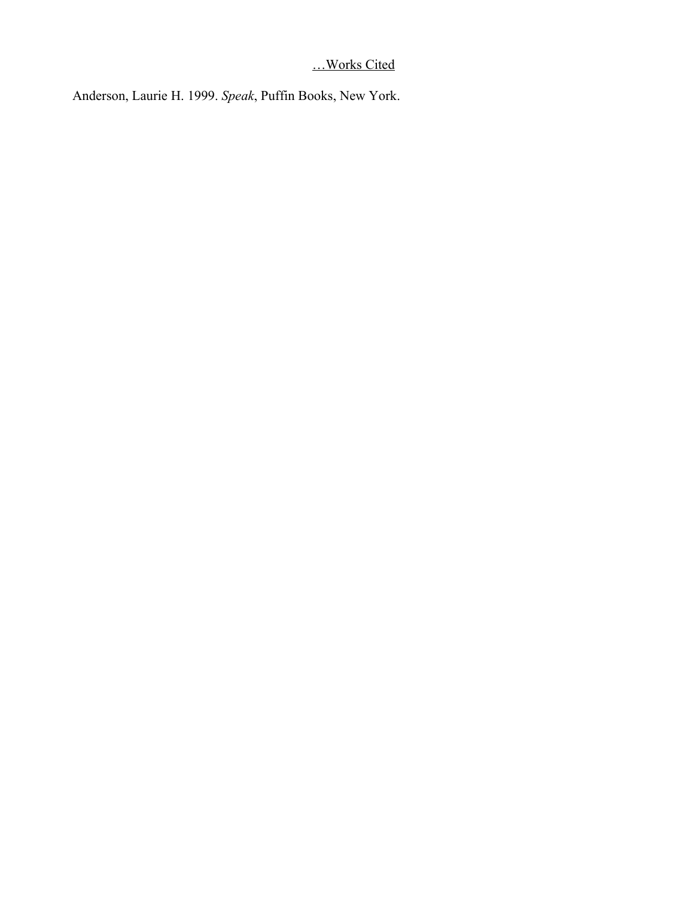## …Works Cited

Anderson, Laurie H. 1999. *Speak*, Puffin Books, New York.